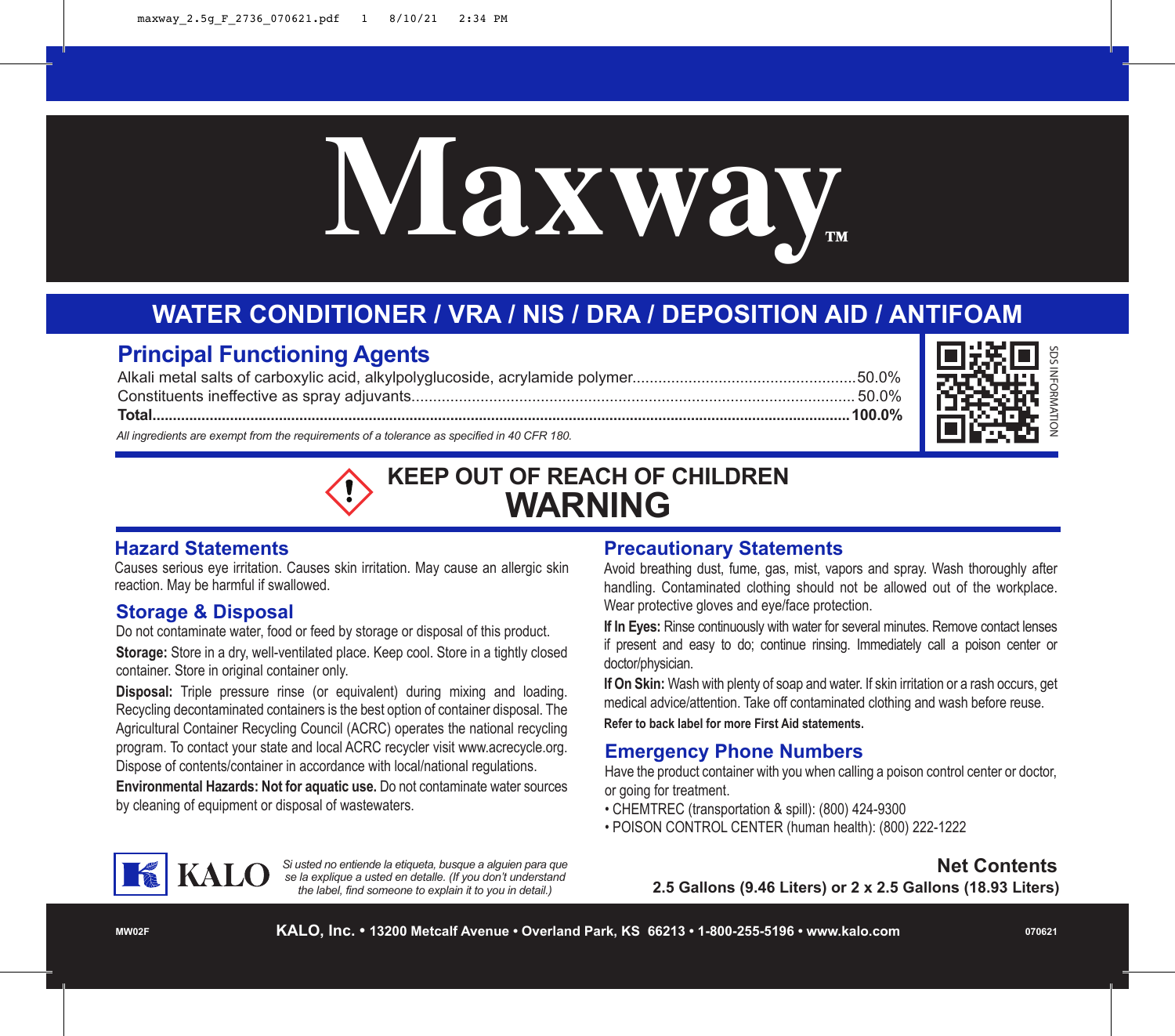# Maxway™

## WATER CONDITIONER / VRA / NIS / DRA / DEPOSITION AID / ANTIFOAM

### Principal Functioning Agents

| | |
|---|---|
| Alkali metal salts of carboxylic acid, alkylpolyglucoside, acrylamide polymer | 50.0% |
| Constituents ineffective as spray adjuvants | 50.0% |
| **Total** | **100.0%** |

*All ingredients are exempt from the requirements of a tolerance as specified in 40 CFR 180.*

SDS INFORMATION

**KEEP OUT OF REACH OF CHILDREN**

**WARNING**

### Hazard Statements

Causes serious eye irritation. Causes skin irritation. May cause an allergic skin reaction. May be harmful if swallowed.

### Storage & Disposal

Do not contaminate water, food or feed by storage or disposal of this product.

**Storage:** Store in a dry, well-ventilated place. Keep cool. Store in a tightly closed container. Store in original container only.

**Disposal:** Triple pressure rinse (or equivalent) during mixing and loading. Recycling decontaminated containers is the best option of container disposal. The Agricultural Container Recycling Council (ACRC) operates the national recycling program. To contact your state and local ACRC recycler visit www.acrecycle.org. Dispose of contents/container in accordance with local/national regulations.

**Environmental Hazards: Not for aquatic use.** Do not contaminate water sources by cleaning of equipment or disposal of wastewaters.

### Precautionary Statements

Avoid breathing dust, fume, gas, mist, vapors and spray. Wash thoroughly after handling. Contaminated clothing should not be allowed out of the workplace. Wear protective gloves and eye/face protection.

**If In Eyes:** Rinse continuously with water for several minutes. Remove contact lenses if present and easy to do; continue rinsing. Immediately call a poison center or doctor/physician.

**If On Skin:** Wash with plenty of soap and water. If skin irritation or a rash occurs, get medical advice/attention. Take off contaminated clothing and wash before reuse.

**Refer to back label for more First Aid statements.**

### Emergency Phone Numbers

Have the product container with you when calling a poison control center or doctor, or going for treatment.

- CHEMTREC (transportation & spill): (800) 424-9300
- POISON CONTROL CENTER (human health): (800) 222-1222

KALO

*Si usted no entiende la etiqueta, busque a alguien para que se la explique a usted en detalle. (If you don't understand the label, find someone to explain it to you in detail.)*

**Net Contents**

**2.5 Gallons (9.46 Liters) or 2 x 2.5 Gallons (18.93 Liters)**

MW02F

**KALO, Inc. • 13200 Metcalf Avenue • Overland Park, KS 66213 • 1-800-255-5196 • www.kalo.com**

070621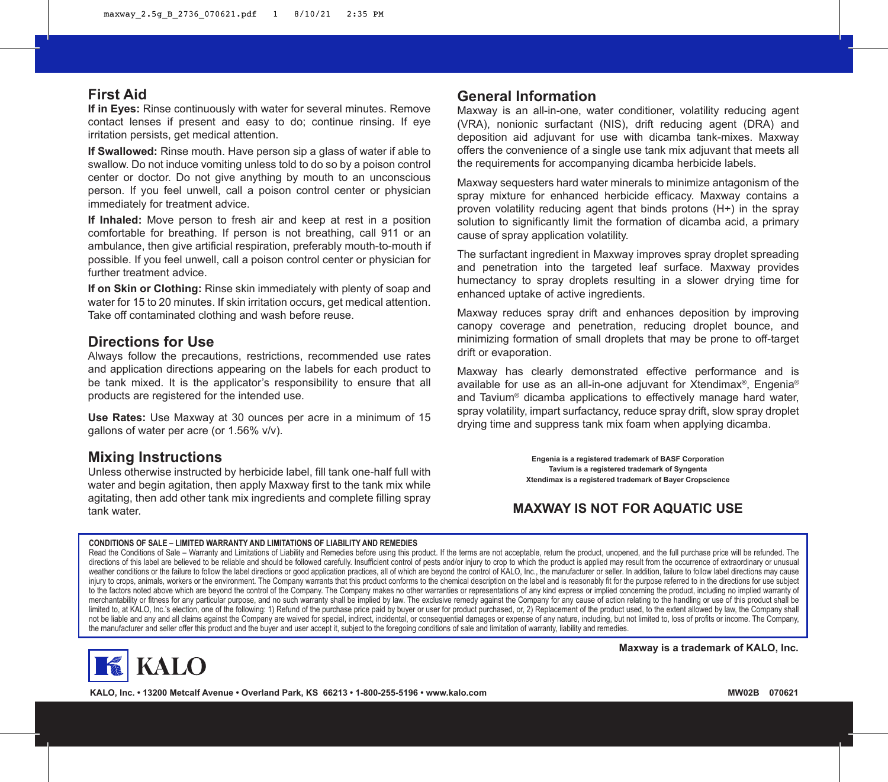## First Aid

**If in Eyes:** Rinse continuously with water for several minutes. Remove contact lenses if present and easy to do; continue rinsing. If eye irritation persists, get medical attention.

**If Swallowed:** Rinse mouth. Have person sip a glass of water if able to swallow. Do not induce vomiting unless told to do so by a poison control center or doctor. Do not give anything by mouth to an unconscious person. If you feel unwell, call a poison control center or physician immediately for treatment advice.

**If Inhaled:** Move person to fresh air and keep at rest in a position comfortable for breathing. If person is not breathing, call 911 or an ambulance, then give artificial respiration, preferably mouth-to-mouth if possible. If you feel unwell, call a poison control center or physician for further treatment advice.

**If on Skin or Clothing:** Rinse skin immediately with plenty of soap and water for 15 to 20 minutes. If skin irritation occurs, get medical attention. Take off contaminated clothing and wash before reuse.

## Directions for Use

Always follow the precautions, restrictions, recommended use rates and application directions appearing on the labels for each product to be tank mixed. It is the applicator's responsibility to ensure that all products are registered for the intended use.

**Use Rates:** Use Maxway at 30 ounces per acre in a minimum of 15 gallons of water per acre (or 1.56% v/v).

## Mixing Instructions

Unless otherwise instructed by herbicide label, fill tank one-half full with water and begin agitation, then apply Maxway first to the tank mix while agitating, then add other tank mix ingredients and complete filling spray tank water.

## General Information

Maxway is an all-in-one, water conditioner, volatility reducing agent (VRA), nonionic surfactant (NIS), drift reducing agent (DRA) and deposition aid adjuvant for use with dicamba tank-mixes. Maxway offers the convenience of a single use tank mix adjuvant that meets all the requirements for accompanying dicamba herbicide labels.

Maxway sequesters hard water minerals to minimize antagonism of the spray mixture for enhanced herbicide efficacy. Maxway contains a proven volatility reducing agent that binds protons ($H^+$) in the spray solution to significantly limit the formation of dicamba acid, a primary cause of spray application volatility.

The surfactant ingredient in Maxway improves spray droplet spreading and penetration into the targeted leaf surface. Maxway provides humectancy to spray droplets resulting in a slower drying time for enhanced uptake of active ingredients.

Maxway reduces spray drift and enhances deposition by improving canopy coverage and penetration, reducing droplet bounce, and minimizing formation of small droplets that may be prone to off-target drift or evaporation.

Maxway has clearly demonstrated effective performance and is available for use as an all-in-one adjuvant for Xtendimax®, Engenia® and Tavium® dicamba applications to effectively manage hard water, spray volatility, impart surfactancy, reduce spray drift, slow spray droplet drying time and suppress tank mix foam when applying dicamba.

**Engenia is a registered trademark of BASF Corporation**
**Tavium is a registered trademark of Syngenta**
**Xtendimax is a registered trademark of Bayer Cropscience**

**MAXWAY IS NOT FOR AQUATIC USE**

**CONDITIONS OF SALE – LIMITED WARRANTY AND LIMITATIONS OF LIABILITY AND REMEDIES**

Read the Conditions of Sale – Warranty and Limitations of Liability and Remedies before using this product. If the terms are not acceptable, return the product, unopened, and the full purchase price will be refunded. The directions of this label are believed to be reliable and should be followed carefully. Insufficient control of pests and/or injury to crop to which the product is applied may result from the occurrence of extraordinary or unusual weather conditions or the failure to follow the label directions or good application practices, all of which are beyond the control of KALO, Inc., the manufacturer or seller. In addition, failure to follow label directions may cause injury to crops, animals, workers or the environment. The Company warrants that this product conforms to the chemical description on the label and is reasonably fit for the purpose referred to in the directions for use subject to the factors noted above which are beyond the control of the Company. The Company makes no other warranties or representations of any kind express or implied concerning the product, including no implied warranty of merchantability or fitness for any particular purpose, and no such warranty shall be implied by law. The exclusive remedy against the Company for any cause of action relating to the handling or use of this product shall be limited to, at KALO, Inc.'s election, one of the following: 1) Refund of the purchase price paid by buyer or user for product purchased, or, 2) Replacement of the product used, to the extent allowed by law, the Company shall not be liable and any and all claims against the Company are waived for special, indirect, incidental, or consequential damages or expense of any nature, including, but not limited to, loss of profits or income. The Company, the manufacturer and seller offer this product and the buyer and user accept it, subject to the foregoing conditions of sale and limitation of warranty, liability and remedies.

**Maxway is a trademark of KALO, Inc.**

KALO

**KALO, Inc. • 13200 Metcalf Avenue • Overland Park, KS 66213 • 1-800-255-5196 • www.kalo.com**

**MW02B 070621**